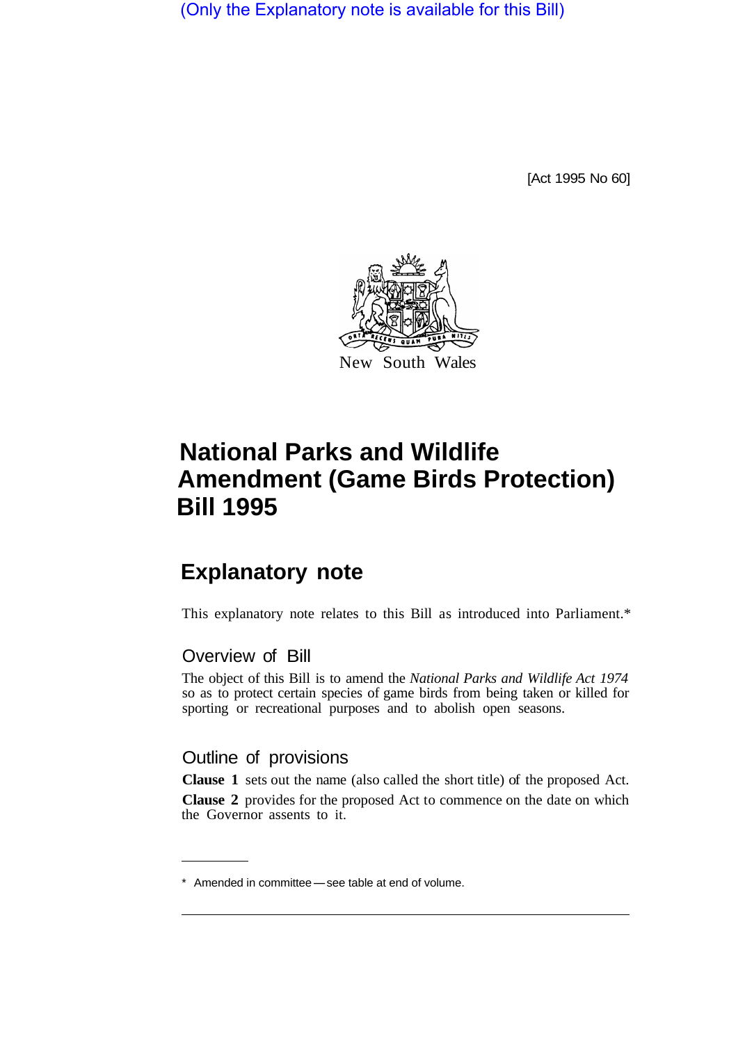(Only the Explanatory note is available for this Bill)

[Act 1995 No 60]

New South Wales

# National Parks and Wildlife Amendment (Game Birds Protection) Bill 1995

## Explanatory note

This explanatory note relates to this Bill as introduced into Parliament.*

### Overview of Bill

The object of this Bill is to amend the *National Parks and Wildlife Act 1974* so as to protect certain species of game birds from being taken or killed for sporting or recreational purposes and to abolish open seasons.

### Outline of provisions

**Clause 1** sets out the name (also called the short title) of the proposed Act.

**Clause 2** provides for the proposed Act to commence on the date on which the Governor assents to it.

---

* Amended in committee—see table at end of volume.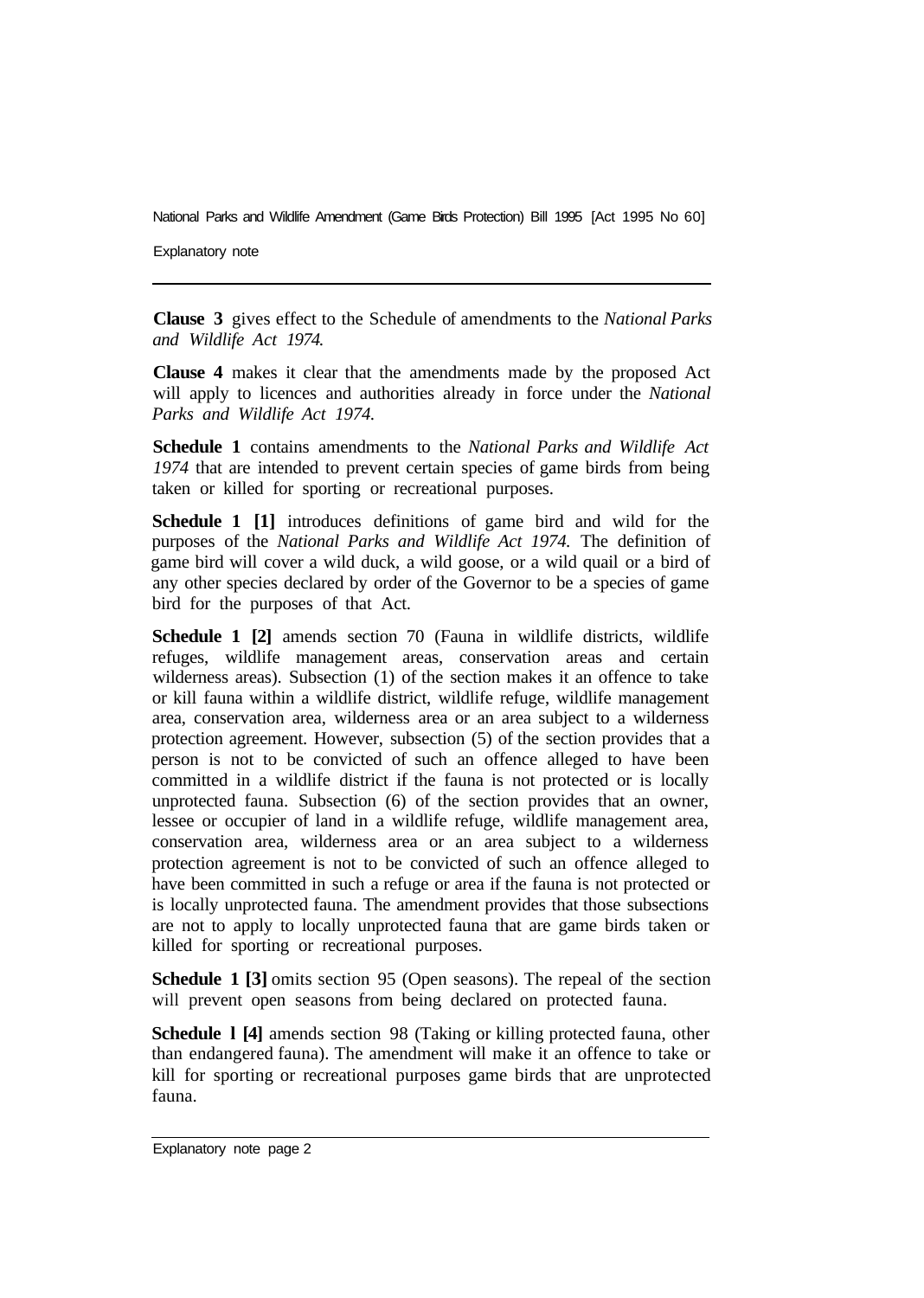**Clause 3** gives effect to the Schedule of amendments to the *National Parks and Wildlife Act 1974.*

**Clause 4** makes it clear that the amendments made by the proposed Act will apply to licences and authorities already in force under the *National Parks and Wildlife Act 1974.*

**Schedule 1** contains amendments to the *National Parks and Wildlife Act 1974* that are intended to prevent certain species of game birds from being taken or killed for sporting or recreational purposes.

**Schedule 1 [1]** introduces definitions of game bird and wild for the purposes of the *National Parks and Wildlife Act 1974.* The definition of game bird will cover a wild duck, a wild goose, or a wild quail or a bird of any other species declared by order of the Governor to be a species of game bird for the purposes of that Act.

**Schedule 1 [2]** amends section 70 (Fauna in wildlife districts, wildlife refuges, wildlife management areas, conservation areas and certain wilderness areas). Subsection (1) of the section makes it an offence to take or kill fauna within a wildlife district, wildlife refuge, wildlife management area, conservation area, wilderness area or an area subject to a wilderness protection agreement. However, subsection (5) of the section provides that a person is not to be convicted of such an offence alleged to have been committed in a wildlife district if the fauna is not protected or is locally unprotected fauna. Subsection (6) of the section provides that an owner, lessee or occupier of land in a wildlife refuge, wildlife management area, conservation area, wilderness area or an area subject to a wilderness protection agreement is not to be convicted of such an offence alleged to have been committed in such a refuge or area if the fauna is not protected or is locally unprotected fauna. The amendment provides that those subsections are not to apply to locally unprotected fauna that are game birds taken or killed for sporting or recreational purposes.

**Schedule 1 [3]** omits section 95 (Open seasons). The repeal of the section will prevent open seasons from being declared on protected fauna.

**Schedule l [4]** amends section 98 (Taking or killing protected fauna, other than endangered fauna). The amendment will make it an offence to take or kill for sporting or recreational purposes game birds that are unprotected fauna.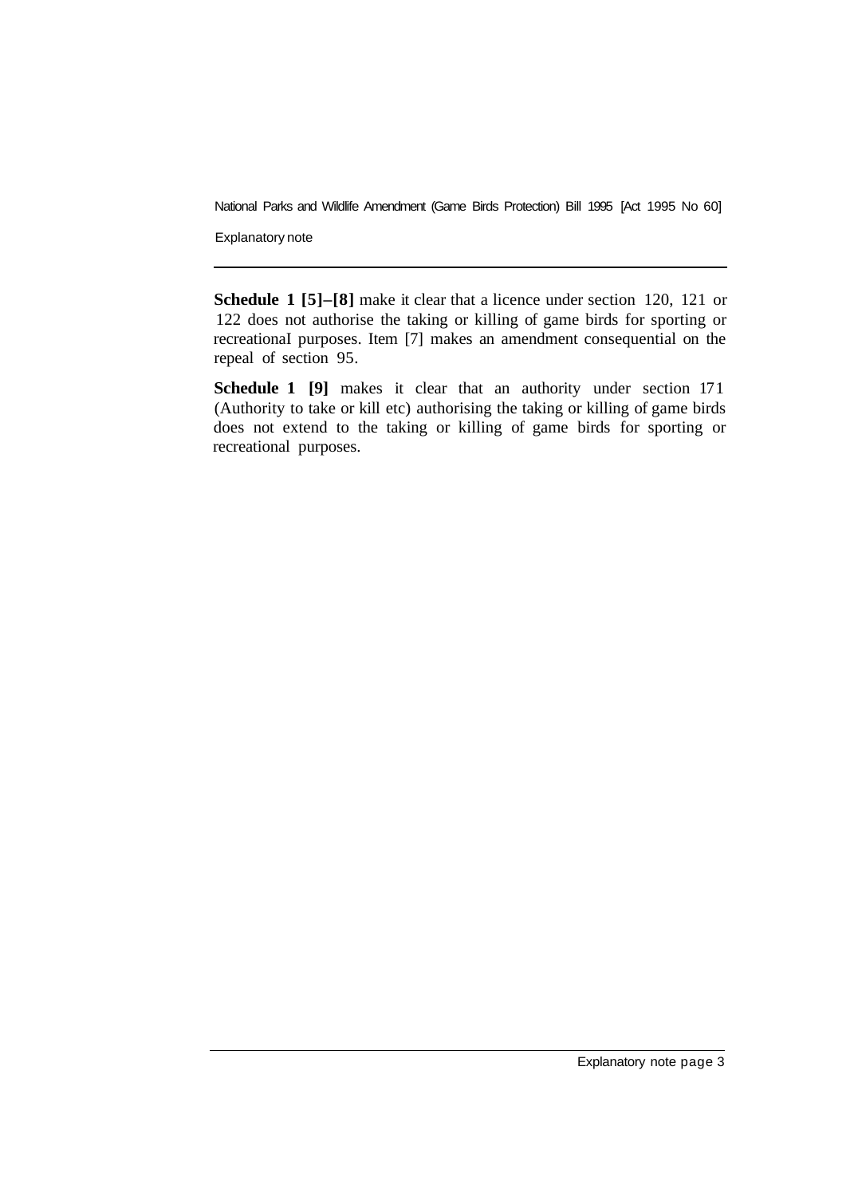**Schedule 1 [5]–[8]** make it clear that a licence under section 120, 121 or 122 does not authorise the taking or killing of game birds for sporting or recreationaI purposes. Item [7] makes an amendment consequential on the repeal of section 95.

**Schedule 1 [9]** makes it clear that an authority under section 171 (Authority to take or kill etc) authorising the taking or killing of game birds does not extend to the taking or killing of game birds for sporting or recreational purposes.